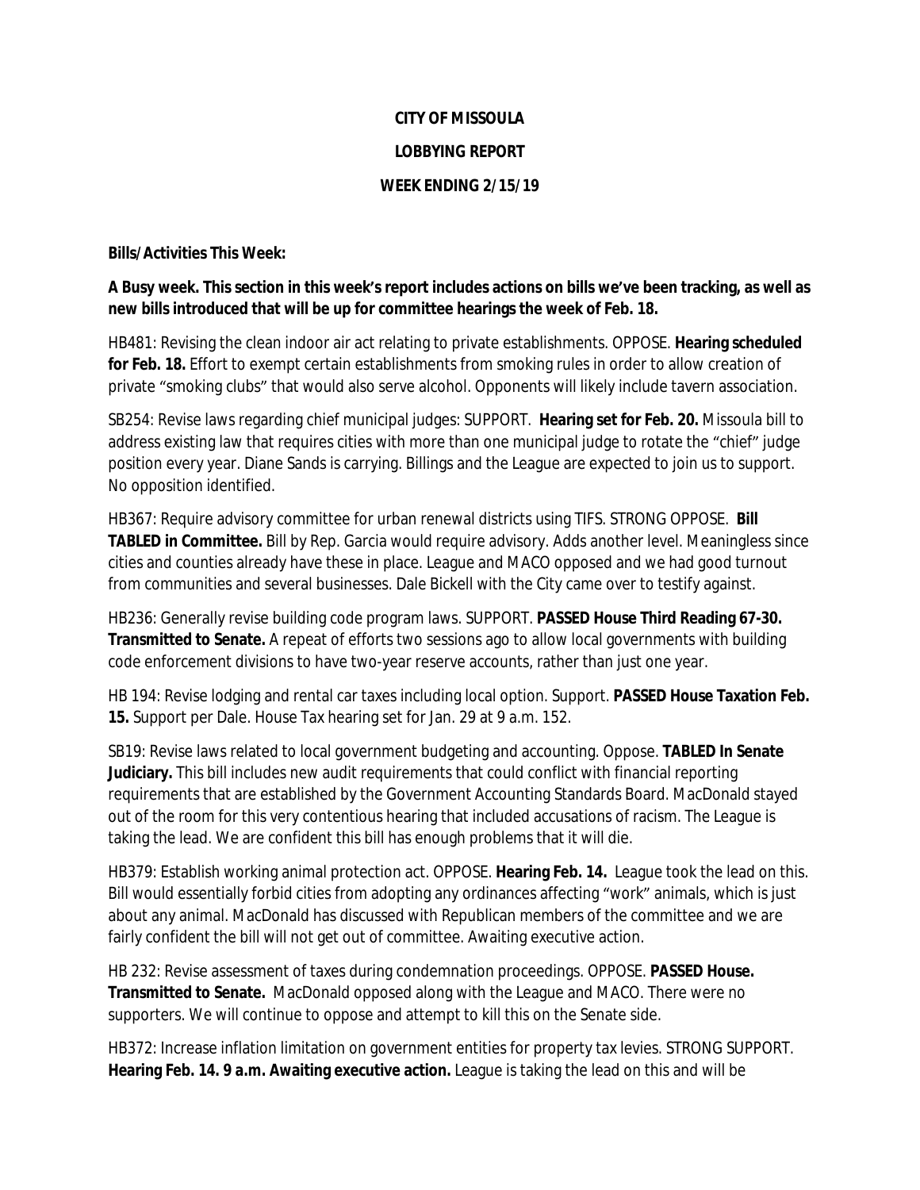**CITY OF MISSOULA**

**LOBBYING REPORT**

**WEEK ENDING 2/15/19**

**Bills/Activities This Week:**

**A Busy week. This section in this week's report includes actions on bills we've been tracking, as well as new bills introduced that will be up for committee hearings the week of Feb. 18.**

HB481: Revising the clean indoor air act relating to private establishments. OPPOSE. **Hearing scheduled for Feb. 18.** Effort to exempt certain establishments from smoking rules in order to allow creation of private "smoking clubs" that would also serve alcohol. Opponents will likely include tavern association.

SB254: Revise laws regarding chief municipal judges: SUPPORT. **Hearing set for Feb. 20.** Missoula bill to address existing law that requires cities with more than one municipal judge to rotate the "chief" judge position every year. Diane Sands is carrying. Billings and the League are expected to join us to support. No opposition identified.

HB367: Require advisory committee for urban renewal districts using TIFS. STRONG OPPOSE. **Bill TABLED in Committee.** Bill by Rep. Garcia would require advisory. Adds another level. Meaningless since cities and counties already have these in place. League and MACO opposed and we had good turnout from communities and several businesses. Dale Bickell with the City came over to testify against.

HB236: Generally revise building code program laws. SUPPORT. **PASSED House Third Reading 67-30. Transmitted to Senate.** A repeat of efforts two sessions ago to allow local governments with building code enforcement divisions to have two-year reserve accounts, rather than just one year.

HB 194: Revise lodging and rental car taxes including local option. Support. **PASSED House Taxation Feb. 15.** Support per Dale. House Tax hearing set for Jan. 29 at 9 a.m. 152.

SB19: Revise laws related to local government budgeting and accounting. Oppose. **TABLED In Senate Judiciary.** This bill includes new audit requirements that could conflict with financial reporting requirements that are established by the Government Accounting Standards Board. MacDonald stayed out of the room for this very contentious hearing that included accusations of racism. The League is taking the lead. We are confident this bill has enough problems that it will die.

HB379: Establish working animal protection act. OPPOSE. **Hearing Feb. 14.** League took the lead on this. Bill would essentially forbid cities from adopting any ordinances affecting "work" animals, which is just about any animal. MacDonald has discussed with Republican members of the committee and we are fairly confident the bill will not get out of committee. Awaiting executive action.

HB 232: Revise assessment of taxes during condemnation proceedings. OPPOSE. **PASSED House. Transmitted to Senate.** MacDonald opposed along with the League and MACO. There were no supporters. We will continue to oppose and attempt to kill this on the Senate side.

HB372: Increase inflation limitation on government entities for property tax levies. STRONG SUPPORT. **Hearing Feb. 14. 9 a.m. Awaiting executive action.** League is taking the lead on this and will be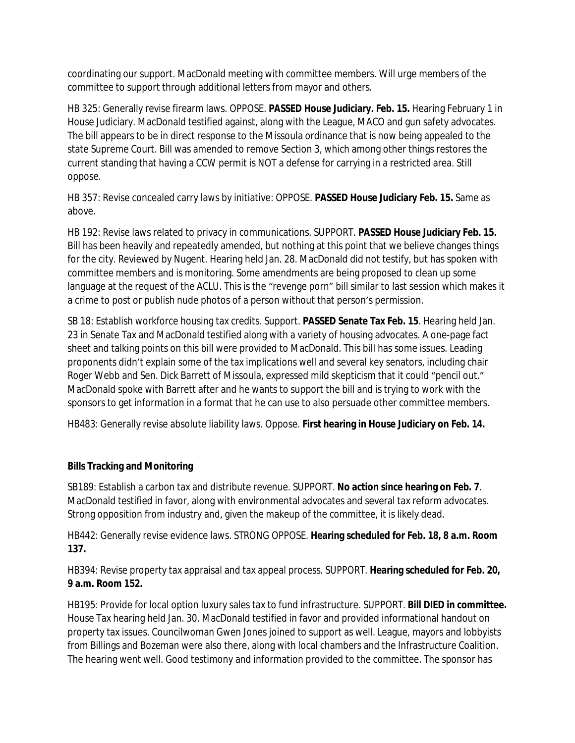coordinating our support. MacDonald meeting with committee members. Will urge members of the committee to support through additional letters from mayor and others.

HB 325: Generally revise firearm laws. OPPOSE. **PASSED House Judiciary. Feb. 15.** Hearing February 1 in House Judiciary. MacDonald testified against, along with the League, MACO and gun safety advocates. The bill appears to be in direct response to the Missoula ordinance that is now being appealed to the state Supreme Court. Bill was amended to remove Section 3, which among other things restores the current standing that having a CCW permit is NOT a defense for carrying in a restricted area. Still oppose.

HB 357: Revise concealed carry laws by initiative: OPPOSE. **PASSED House Judiciary Feb. 15.** Same as above.

HB 192: Revise laws related to privacy in communications. SUPPORT. **PASSED House Judiciary Feb. 15.** Bill has been heavily and repeatedly amended, but nothing at this point that we believe changes things for the city. Reviewed by Nugent. Hearing held Jan. 28. MacDonald did not testify, but has spoken with committee members and is monitoring. Some amendments are being proposed to clean up some language at the request of the ACLU. This is the "revenge porn" bill similar to last session which makes it a crime to post or publish nude photos of a person without that person's permission.

SB 18: Establish workforce housing tax credits. Support. **PASSED Senate Tax Feb. 15**. Hearing held Jan. 23 in Senate Tax and MacDonald testified along with a variety of housing advocates. A one-page fact sheet and talking points on this bill were provided to MacDonald. This bill has some issues. Leading proponents didn't explain some of the tax implications well and several key senators, including chair Roger Webb and Sen. Dick Barrett of Missoula, expressed mild skepticism that it could "pencil out." MacDonald spoke with Barrett after and he wants to support the bill and is trying to work with the sponsors to get information in a format that he can use to also persuade other committee members.

HB483: Generally revise absolute liability laws. Oppose. **First hearing in House Judiciary on Feb. 14.**

**Bills Tracking and Monitoring**

SB189: Establish a carbon tax and distribute revenue. SUPPORT. **No action since hearing on Feb. 7**. MacDonald testified in favor, along with environmental advocates and several tax reform advocates. Strong opposition from industry and, given the makeup of the committee, it is likely dead.

HB442: Generally revise evidence laws. STRONG OPPOSE. **Hearing scheduled for Feb. 18, 8 a.m. Room 137.**

HB394: Revise property tax appraisal and tax appeal process. SUPPORT. **Hearing scheduled for Feb. 20, 9 a.m. Room 152.**

HB195: Provide for local option luxury sales tax to fund infrastructure. SUPPORT. **Bill DIED in committee.** House Tax hearing held Jan. 30. MacDonald testified in favor and provided informational handout on property tax issues. Councilwoman Gwen Jones joined to support as well. League, mayors and lobbyists from Billings and Bozeman were also there, along with local chambers and the Infrastructure Coalition. The hearing went well. Good testimony and information provided to the committee. The sponsor has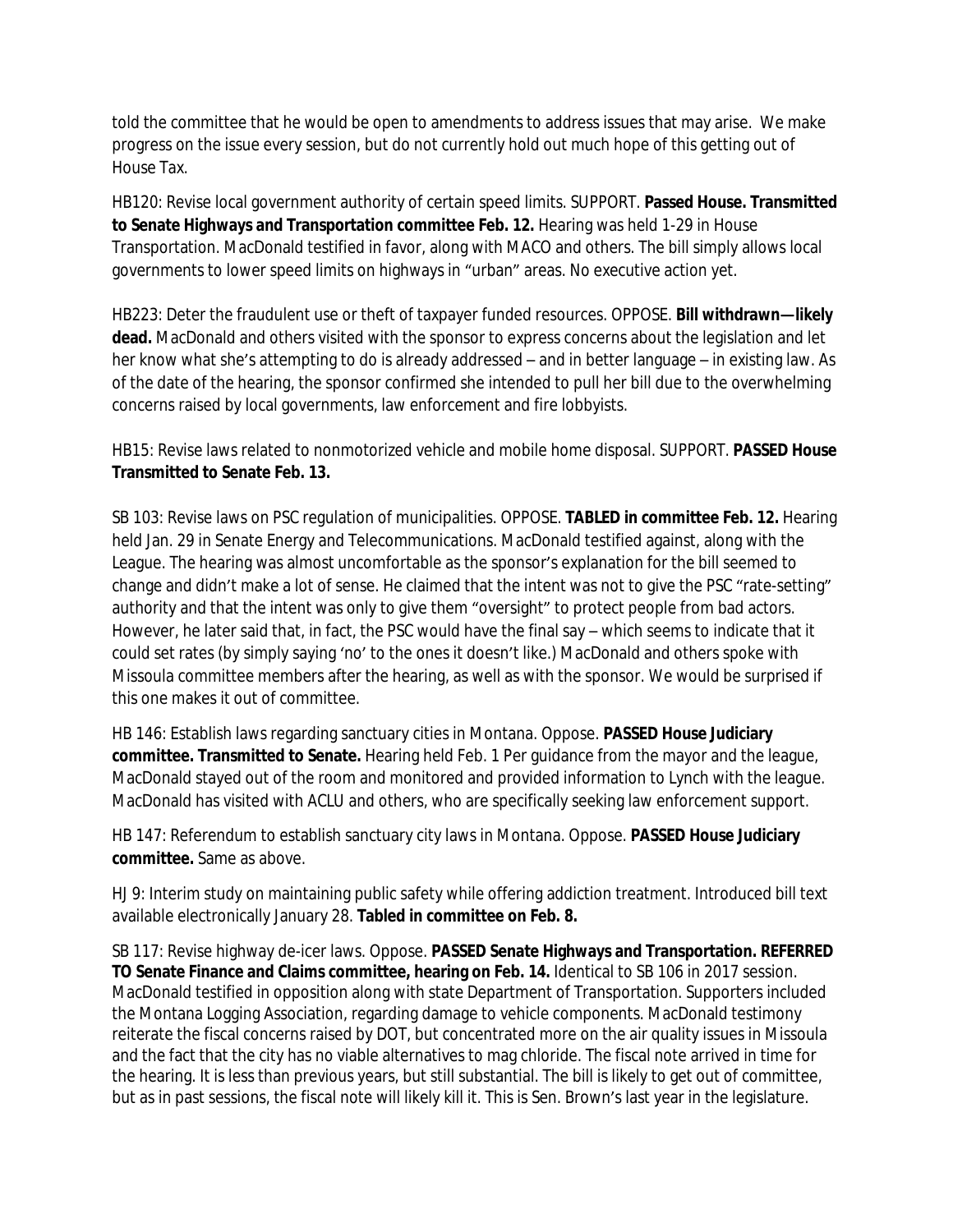told the committee that he would be open to amendments to address issues that may arise. We make progress on the issue every session, but do not currently hold out much hope of this getting out of House Tax.

HB120: Revise local government authority of certain speed limits. SUPPORT. **Passed House. Transmitted to Senate Highways and Transportation committee Feb. 12.** Hearing was held 1-29 in House Transportation. MacDonald testified in favor, along with MACO and others. The bill simply allows local governments to lower speed limits on highways in "urban" areas. No executive action yet.

HB223: Deter the fraudulent use or theft of taxpayer funded resources. OPPOSE. **Bill withdrawn—likely dead.** MacDonald and others visited with the sponsor to express concerns about the legislation and let her know what she's attempting to do is already addressed – and in better language – in existing law. As of the date of the hearing, the sponsor confirmed she intended to pull her bill due to the overwhelming concerns raised by local governments, law enforcement and fire lobbyists.

HB15: Revise laws related to nonmotorized vehicle and mobile home disposal. SUPPORT. **PASSED House Transmitted to Senate Feb. 13.**

SB 103: Revise laws on PSC regulation of municipalities. OPPOSE. **TABLED in committee Feb. 12.** Hearing held Jan. 29 in Senate Energy and Telecommunications. MacDonald testified against, along with the League. The hearing was almost uncomfortable as the sponsor's explanation for the bill seemed to change and didn't make a lot of sense. He claimed that the intent was not to give the PSC "rate-setting" authority and that the intent was only to give them "oversight" to protect people from bad actors. However, he later said that, in fact, the PSC would have the final say – which seems to indicate that it could set rates (by simply saying 'no' to the ones it doesn't like.) MacDonald and others spoke with Missoula committee members after the hearing, as well as with the sponsor. We would be surprised if this one makes it out of committee.

HB 146: Establish laws regarding sanctuary cities in Montana. Oppose. **PASSED House Judiciary committee. Transmitted to Senate.** Hearing held Feb. 1 Per guidance from the mayor and the league, MacDonald stayed out of the room and monitored and provided information to Lynch with the league. MacDonald has visited with ACLU and others, who are specifically seeking law enforcement support.

HB 147: Referendum to establish sanctuary city laws in Montana. Oppose. **PASSED House Judiciary committee.** Same as above.

HJ 9: Interim study on maintaining public safety while offering addiction treatment. Introduced bill text available electronically January 28. **Tabled in committee on Feb. 8.**

SB 117: Revise highway de-icer laws. Oppose. **PASSED Senate Highways and Transportation. REFERRED TO Senate Finance and Claims committee, hearing on Feb. 14.** Identical to SB 106 in 2017 session. MacDonald testified in opposition along with state Department of Transportation. Supporters included the Montana Logging Association, regarding damage to vehicle components. MacDonald testimony reiterate the fiscal concerns raised by DOT, but concentrated more on the air quality issues in Missoula and the fact that the city has no viable alternatives to mag chloride. The fiscal note arrived in time for the hearing. It is less than previous years, but still substantial. The bill is likely to get out of committee, but as in past sessions, the fiscal note will likely kill it. This is Sen. Brown's last year in the legislature.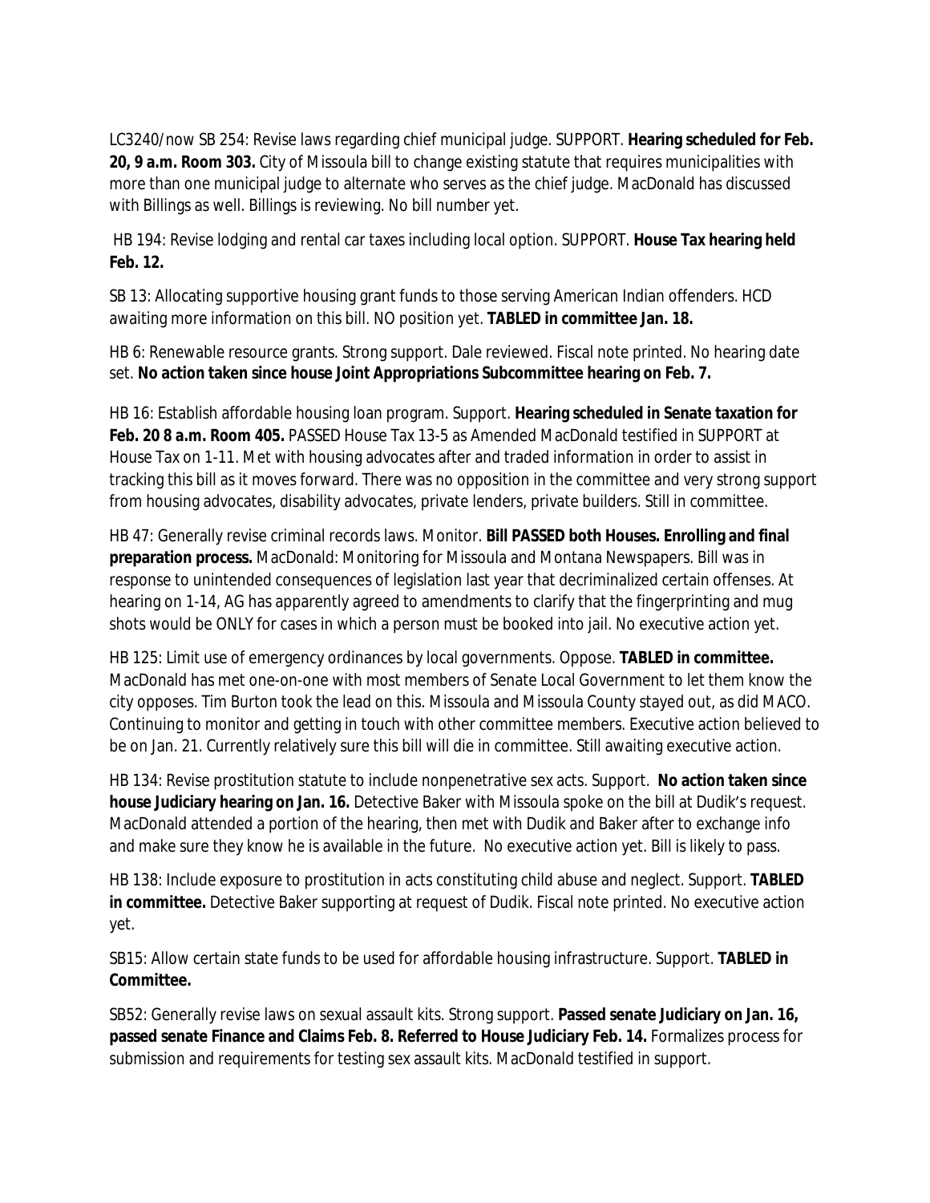LC3240/now SB 254: Revise laws regarding chief municipal judge. SUPPORT. **Hearing scheduled for Feb. 20, 9 a.m. Room 303.** City of Missoula bill to change existing statute that requires municipalities with more than one municipal judge to alternate who serves as the chief judge. MacDonald has discussed with Billings as well. Billings is reviewing. No bill number yet.

HB 194: Revise lodging and rental car taxes including local option. SUPPORT. **House Tax hearing held Feb. 12.**

SB 13: Allocating supportive housing grant funds to those serving American Indian offenders. HCD awaiting more information on this bill. NO position yet. **TABLED in committee Jan. 18.**

HB 6: Renewable resource grants. Strong support. Dale reviewed. Fiscal note printed. No hearing date set. **No action taken since house Joint Appropriations Subcommittee hearing on Feb. 7.**

HB 16: Establish affordable housing loan program. Support. **Hearing scheduled in Senate taxation for Feb. 20 8 a.m. Room 405.** PASSED House Tax 13-5 as Amended MacDonald testified in SUPPORT at House Tax on 1-11. Met with housing advocates after and traded information in order to assist in tracking this bill as it moves forward. There was no opposition in the committee and very strong support from housing advocates, disability advocates, private lenders, private builders. Still in committee.

HB 47: Generally revise criminal records laws. Monitor. **Bill PASSED both Houses. Enrolling and final preparation process.** MacDonald: Monitoring for Missoula and Montana Newspapers. Bill was in response to unintended consequences of legislation last year that decriminalized certain offenses. At hearing on 1-14, AG has apparently agreed to amendments to clarify that the fingerprinting and mug shots would be ONLY for cases in which a person must be booked into jail. No executive action yet.

HB 125: Limit use of emergency ordinances by local governments. Oppose. **TABLED in committee.** MacDonald has met one-on-one with most members of Senate Local Government to let them know the city opposes. Tim Burton took the lead on this. Missoula and Missoula County stayed out, as did MACO. Continuing to monitor and getting in touch with other committee members. Executive action believed to be on Jan. 21. Currently relatively sure this bill will die in committee. Still awaiting executive action.

HB 134: Revise prostitution statute to include nonpenetrative sex acts. Support. **No action taken since house Judiciary hearing on Jan. 16.** Detective Baker with Missoula spoke on the bill at Dudik's request. MacDonald attended a portion of the hearing, then met with Dudik and Baker after to exchange info and make sure they know he is available in the future. No executive action yet. Bill is likely to pass.

HB 138: Include exposure to prostitution in acts constituting child abuse and neglect. Support. **TABLED in committee.** Detective Baker supporting at request of Dudik. Fiscal note printed. No executive action yet.

SB15: Allow certain state funds to be used for affordable housing infrastructure. Support. **TABLED in Committee.**

SB52: Generally revise laws on sexual assault kits. Strong support. **Passed senate Judiciary on Jan. 16, passed senate Finance and Claims Feb. 8. Referred to House Judiciary Feb. 14.** Formalizes process for submission and requirements for testing sex assault kits. MacDonald testified in support.